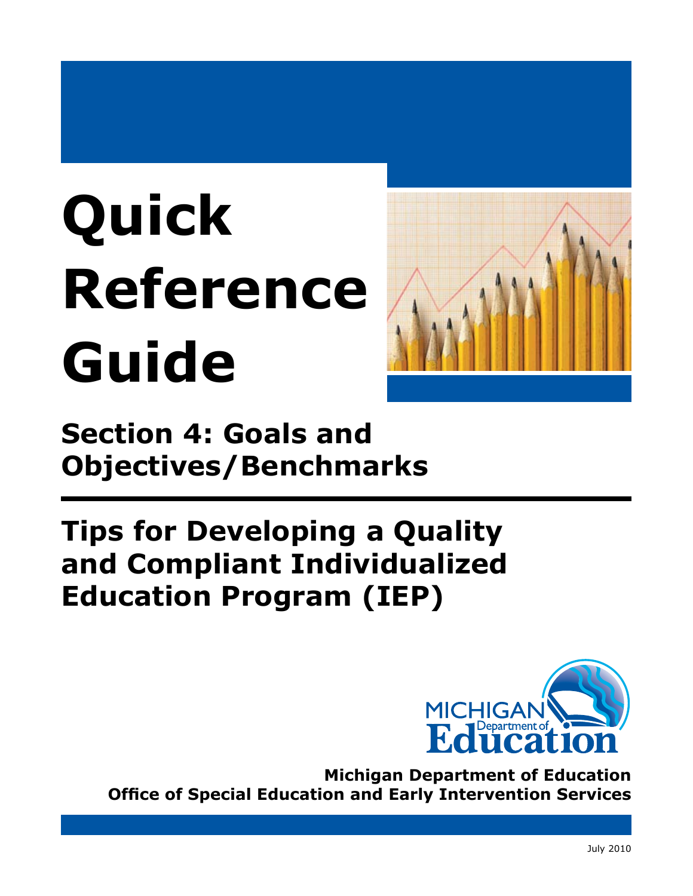# Quick Reference Guide

## Section 4: Goals and Objectives/Benchmarks

---

## Tips for Developing a Quality and Compliant Individualized Education Program (IEP)

MICHIGAN Department of Education

**Michigan Department of Education**
**Office of Special Education and Early Intervention Services**

July 2010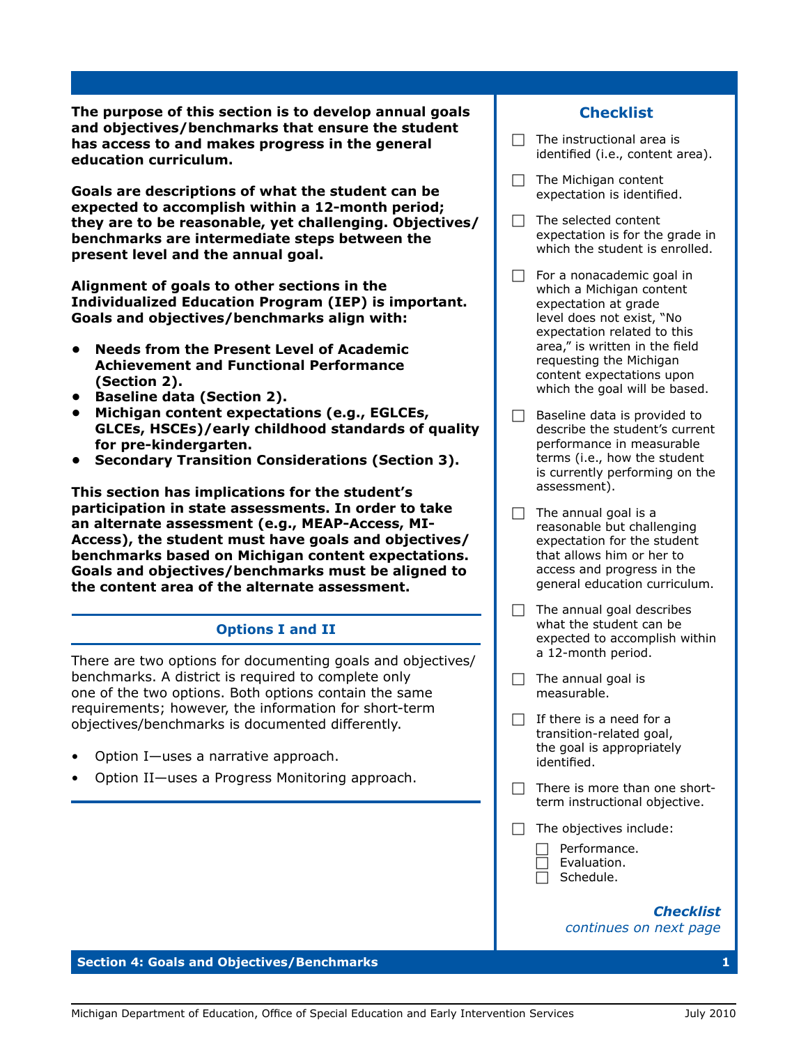**The purpose of this section is to develop annual goals and objectives/benchmarks that ensure the student has access to and makes progress in the general education curriculum.**

**Goals are descriptions of what the student can be expected to accomplish within a 12-month period; they are to be reasonable, yet challenging. Objectives/benchmarks are intermediate steps between the present level and the annual goal.**

**Alignment of goals to other sections in the Individualized Education Program (IEP) is important. Goals and objectives/benchmarks align with:**

- **Needs from the Present Level of Academic Achievement and Functional Performance (Section 2).**
- **Baseline data (Section 2).**
- **Michigan content expectations (e.g., EGLCEs, GLCEs, HSCEs)/early childhood standards of quality for pre-kindergarten.**
- **Secondary Transition Considerations (Section 3).**

**This section has implications for the student's participation in state assessments. In order to take an alternate assessment (e.g., MEAP-Access, MI-Access), the student must have goals and objectives/benchmarks based on Michigan content expectations. Goals and objectives/benchmarks must be aligned to the content area of the alternate assessment.**

## Options I and II

There are two options for documenting goals and objectives/benchmarks. A district is required to complete only one of the two options. Both options contain the same requirements; however, the information for short-term objectives/benchmarks is documented differently.

- Option I—uses a narrative approach.
- Option II—uses a Progress Monitoring approach.

## Checklist

- [ ] The instructional area is identified (i.e., content area).
- [ ] The Michigan content expectation is identified.
- [ ] The selected content expectation is for the grade in which the student is enrolled.
- [ ] For a nonacademic goal in which a Michigan content expectation at grade level does not exist, "No expectation related to this area," is written in the field requesting the Michigan content expectations upon which the goal will be based.
- [ ] Baseline data is provided to describe the student's current performance in measurable terms (i.e., how the student is currently performing on the assessment).
- [ ] The annual goal is a reasonable but challenging expectation for the student that allows him or her to access and progress in the general education curriculum.
- [ ] The annual goal describes what the student can be expected to accomplish within a 12-month period.
- [ ] The annual goal is measurable.
- [ ] If there is a need for a transition-related goal, the goal is appropriately identified.
- [ ] There is more than one short-term instructional objective.
- [ ] The objectives include:
  - [ ] Performance.
  - [ ] Evaluation.
  - [ ] Schedule.

***Checklist*** *continues on next page*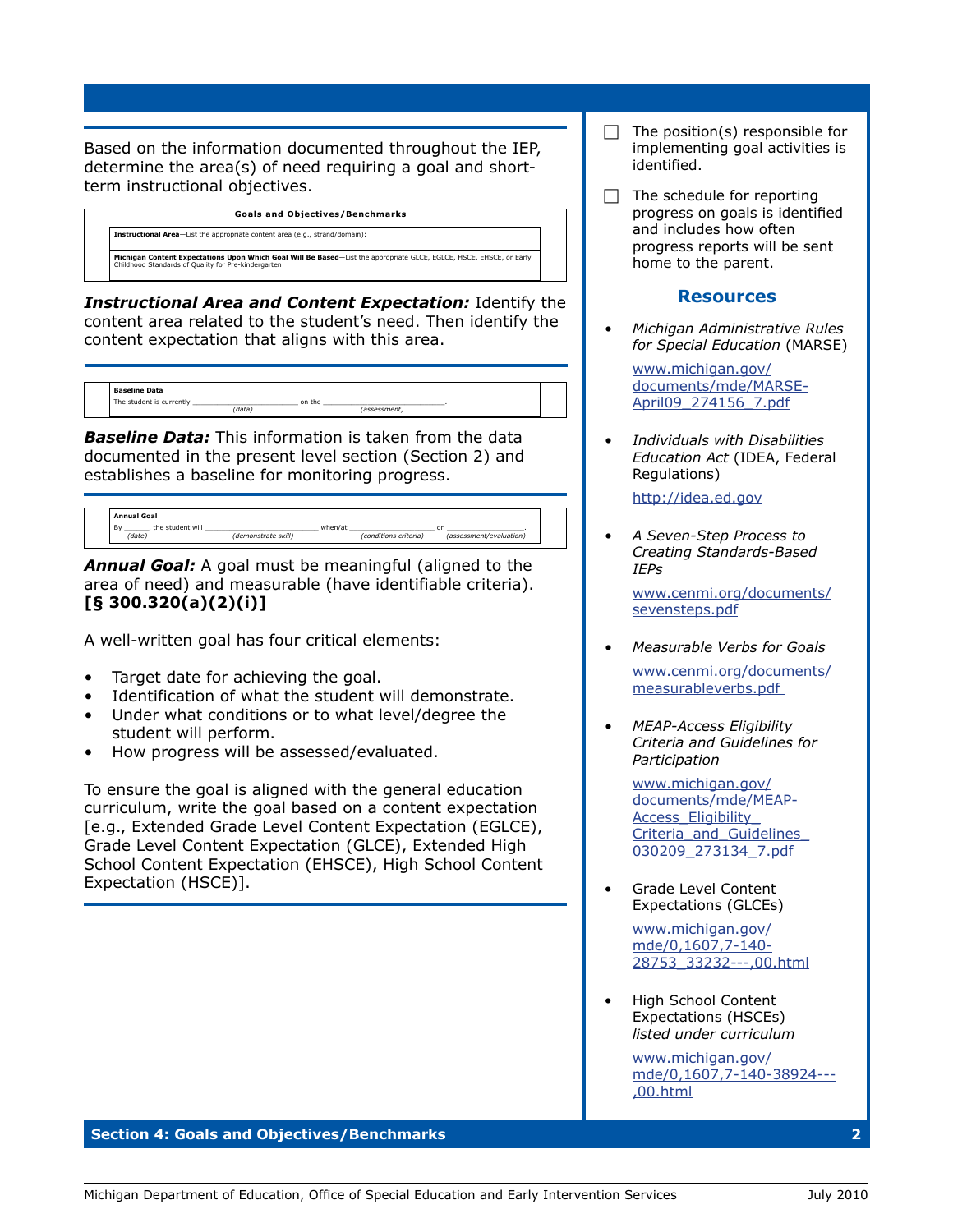Based on the information documented throughout the IEP, determine the area(s) of need requiring a goal and short-term instructional objectives.

| Goals and Objectives/Benchmarks |
|---|
| **Instructional Area**—List the appropriate content area (e.g., strand/domain): |
| **Michigan Content Expectations Upon Which Goal Will Be Based**—List the appropriate GLCE, EGLCE, HSCE, EHSCE, or Early Childhood Standards of Quality for Pre-kindergarten: |

***Instructional Area and Content Expectation:*** Identify the content area related to the student's need. Then identify the content expectation that aligns with this area.

| Baseline Data |
|---|
| The student is currently ____________ (data) on the ____________ (assessment). |

***Baseline Data:*** This information is taken from the data documented in the present level section (Section 2) and establishes a baseline for monitoring progress.

| Annual Goal |
|---|
| By ______ (date), the student will ____________ (demonstrate skill) when/at ____________ (conditions criteria) on ____________ (assessment/evaluation). |

***Annual Goal:*** A goal must be meaningful (aligned to the area of need) and measurable (have identifiable criteria). **[§ 300.320(a)(2)(i)]**

A well-written goal has four critical elements:

- Target date for achieving the goal.
- Identification of what the student will demonstrate.
- Under what conditions or to what level/degree the student will perform.
- How progress will be assessed/evaluated.

To ensure the goal is aligned with the general education curriculum, write the goal based on a content expectation [e.g., Extended Grade Level Content Expectation (EGLCE), Grade Level Content Expectation (GLCE), Extended High School Content Expectation (EHSCE), High School Content Expectation (HSCE)].

- ☐ The position(s) responsible for implementing goal activities is identified.
- ☐ The schedule for reporting progress on goals is identified and includes how often progress reports will be sent home to the parent.

## Resources

- *Michigan Administrative Rules for Special Education* (MARSE)

  www.michigan.gov/documents/mde/MARSE-April09_274156_7.pdf

- *Individuals with Disabilities Education Act* (IDEA, Federal Regulations)

  http://idea.ed.gov

- *A Seven-Step Process to Creating Standards-Based IEPs*

  www.cenmi.org/documents/sevensteps.pdf

- *Measurable Verbs for Goals*

  www.cenmi.org/documents/measurableverbs.pdf

- *MEAP-Access Eligibility Criteria and Guidelines for Participation*

  www.michigan.gov/documents/mde/MEAP-Access_Eligibility_Criteria_and_Guidelines_030209_273134_7.pdf

- Grade Level Content Expectations (GLCEs)

  www.michigan.gov/mde/0,1607,7-140-28753_33232---,00.html

- High School Content Expectations (HSCEs) *listed under curriculum*

  www.michigan.gov/mde/0,1607,7-140-38924---,00.html

**Section 4: Goals and Objectives/Benchmarks**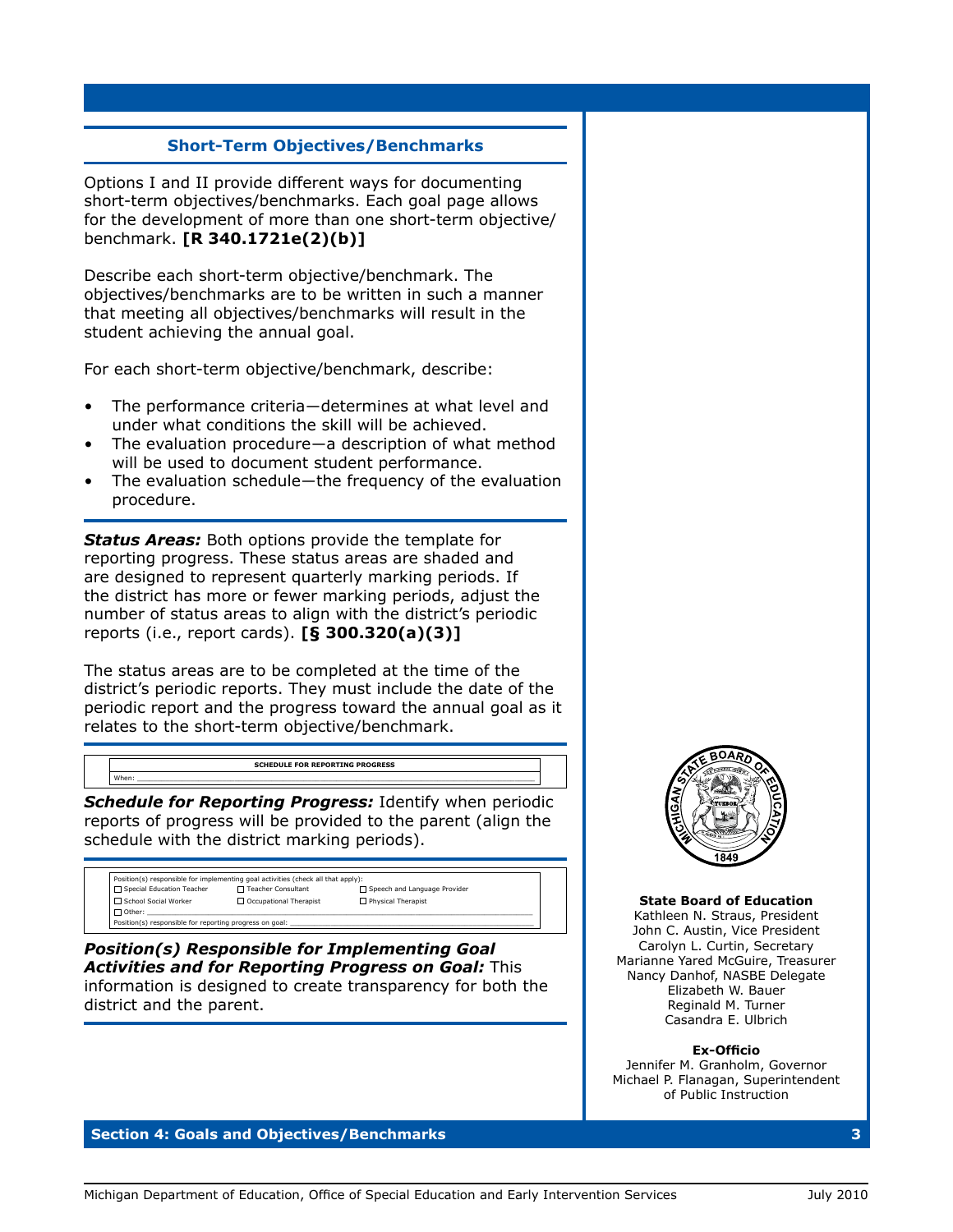## Short-Term Objectives/Benchmarks

Options I and II provide different ways for documenting short-term objectives/benchmarks. Each goal page allows for the development of more than one short-term objective/benchmark. **[R 340.1721e(2)(b)]**

Describe each short-term objective/benchmark. The objectives/benchmarks are to be written in such a manner that meeting all objectives/benchmarks will result in the student achieving the annual goal.

For each short-term objective/benchmark, describe:

- The performance criteria—determines at what level and under what conditions the skill will be achieved.
- The evaluation procedure—a description of what method will be used to document student performance.
- The evaluation schedule—the frequency of the evaluation procedure.

***Status Areas:*** Both options provide the template for reporting progress. These status areas are shaded and are designed to represent quarterly marking periods. If the district has more or fewer marking periods, adjust the number of status areas to align with the district's periodic reports (i.e., report cards). **[§ 300.320(a)(3)]**

The status areas are to be completed at the time of the district's periodic reports. They must include the date of the periodic report and the progress toward the annual goal as it relates to the short-term objective/benchmark.

**SCHEDULE FOR REPORTING PROGRESS**

When: ________________________________________________

***Schedule for Reporting Progress:*** Identify when periodic reports of progress will be provided to the parent (align the schedule with the district marking periods).

Position(s) responsible for implementing goal activities (check all that apply):

☐ Special Education Teacher ☐ Teacher Consultant ☐ Speech and Language Provider
☐ School Social Worker ☐ Occupational Therapist ☐ Physical Therapist
☐ Other: ________________________________________________
Position(s) responsible for reporting progress on goal: ________________________________________________

***Position(s) Responsible for Implementing Goal Activities and for Reporting Progress on Goal:*** This information is designed to create transparency for both the district and the parent.

**State Board of Education**
Kathleen N. Straus, President
John C. Austin, Vice President
Carolyn L. Curtin, Secretary
Marianne Yared McGuire, Treasurer
Nancy Danhof, NASBE Delegate
Elizabeth W. Bauer
Reginald M. Turner
Casandra E. Ulbrich

**Ex-Officio**
Jennifer M. Granholm, Governor
Michael P. Flanagan, Superintendent of Public Instruction